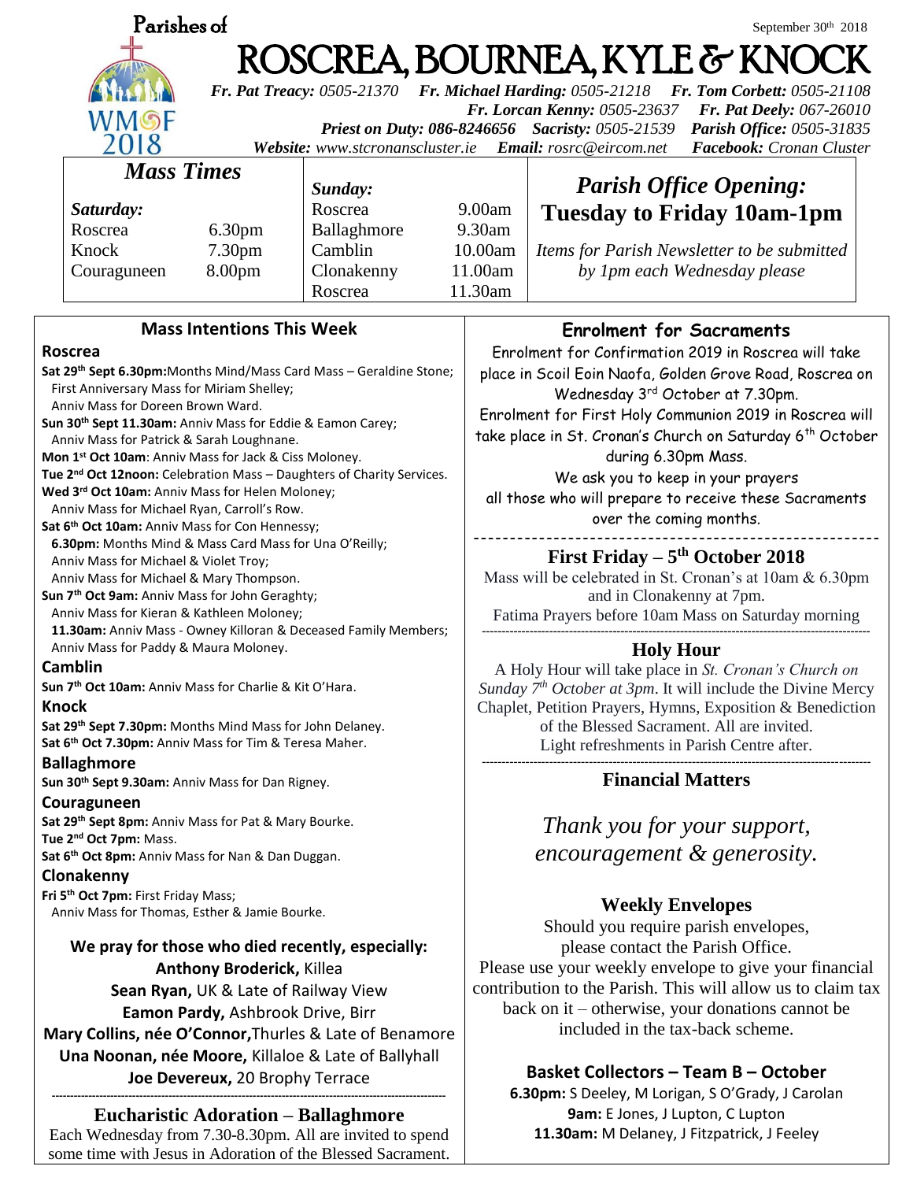Parishes of

September 30th 2018

# ROSCREA, BOURNEA, KYLE & KNOCK

***Fr. Pat Treacy:** 0505-21370* ***Fr. Michael Harding:** 0505-21218* ***Fr. Tom Corbett:** 0505-21108*
***Fr. Lorcan Kenny:** 0505-23637* ***Fr. Pat Deely:** 067-26010*
***Priest on Duty: 086-8246656*** ***Sacristy:** 0505-21539* ***Parish Office:** 0505-31835*
***Website:** www.stcronanscluster.ie* ***Email:** rosrc@eircom.net* ***Facebook:** Cronan Cluster*

WMOF 2018

## *Mass Times*

| *Saturday:* | | *Sunday:* | |
|---|---|---|---|
| Roscrea | 6.30pm | Roscrea | 9.00am |
| Knock | 7.30pm | Ballaghmore | 9.30am |
| Couraguneen | 8.00pm | Camblin | 10.00am |
| | | Clonakenny | 11.00am |
| | | Roscrea | 11.30am |

## *Parish Office Opening:* **Tuesday to Friday 10am-1pm**

*Items for Parish Newsletter to be submitted by 1pm each Wednesday please*

### Mass Intentions This Week

**Roscrea**

**Sat 29th Sept 6.30pm:** Months Mind/Mass Card Mass – Geraldine Stone; First Anniversary Mass for Miriam Shelley; Anniv Mass for Doreen Brown Ward.
**Sun 30th Sept 11.30am:** Anniv Mass for Eddie & Eamon Carey; Anniv Mass for Patrick & Sarah Loughnane.
**Mon 1st Oct 10am**: Anniv Mass for Jack & Ciss Moloney.
**Tue 2nd Oct 12noon:** Celebration Mass – Daughters of Charity Services.
**Wed 3rd Oct 10am:** Anniv Mass for Helen Moloney; Anniv Mass for Michael Ryan, Carroll's Row.
**Sat 6th Oct 10am:** Anniv Mass for Con Hennessy;
**6.30pm:** Months Mind & Mass Card Mass for Una O'Reilly; Anniv Mass for Michael & Violet Troy; Anniv Mass for Michael & Mary Thompson.
**Sun 7th Oct 9am:** Anniv Mass for John Geraghty; Anniv Mass for Kieran & Kathleen Moloney;
**11.30am:** Anniv Mass - Owney Killoran & Deceased Family Members; Anniv Mass for Paddy & Maura Moloney.

**Camblin**

**Sun 7th Oct 10am:** Anniv Mass for Charlie & Kit O'Hara.

**Knock**

**Sat 29th Sept 7.30pm:** Months Mind Mass for John Delaney.
**Sat 6th Oct 7.30pm:** Anniv Mass for Tim & Teresa Maher.

**Ballaghmore**

**Sun 30th Sept 9.30am:** Anniv Mass for Dan Rigney.

**Couraguneen**

**Sat 29th Sept 8pm:** Anniv Mass for Pat & Mary Bourke.
**Tue 2nd Oct 7pm:** Mass.
**Sat 6th Oct 8pm:** Anniv Mass for Nan & Dan Duggan.

**Clonakenny**

**Fri 5th Oct 7pm:** First Friday Mass; Anniv Mass for Thomas, Esther & Jamie Bourke.

**We pray for those who died recently, especially:**
**Anthony Broderick,** Killea
**Sean Ryan,** UK & Late of Railway View
**Eamon Pardy,** Ashbrook Drive, Birr
**Mary Collins, née O'Connor,** Thurles & Late of Benamore
**Una Noonan, née Moore,** Killaloe & Late of Ballyhall
**Joe Devereux,** 20 Brophy Terrace

### Eucharistic Adoration – Ballaghmore

Each Wednesday from 7.30-8.30pm. All are invited to spend some time with Jesus in Adoration of the Blessed Sacrament.

### Enrolment for Sacraments

Enrolment for Confirmation 2019 in Roscrea will take place in Scoil Eoin Naofa, Golden Grove Road, Roscrea on Wednesday 3rd October at 7.30pm.
Enrolment for First Holy Communion 2019 in Roscrea will take place in St. Cronan's Church on Saturday 6th October during 6.30pm Mass.
We ask you to keep in your prayers all those who will prepare to receive these Sacraments over the coming months.

### First Friday – 5th October 2018

Mass will be celebrated in St. Cronan's at 10am & 6.30pm and in Clonakenny at 7pm.
Fatima Prayers before 10am Mass on Saturday morning

### Holy Hour

A Holy Hour will take place in *St. Cronan's Church on Sunday 7th October at 3pm*. It will include the Divine Mercy Chaplet, Petition Prayers, Hymns, Exposition & Benediction of the Blessed Sacrament. All are invited.
Light refreshments in Parish Centre after.

### Financial Matters

*Thank you for your support, encouragement & generosity.*

### Weekly Envelopes

Should you require parish envelopes, please contact the Parish Office.
Please use your weekly envelope to give your financial contribution to the Parish. This will allow us to claim tax back on it – otherwise, your donations cannot be included in the tax-back scheme.

### Basket Collectors – Team B – October

**6.30pm:** S Deeley, M Lorigan, S O'Grady, J Carolan
**9am:** E Jones, J Lupton, C Lupton
**11.30am:** M Delaney, J Fitzpatrick, J Feeley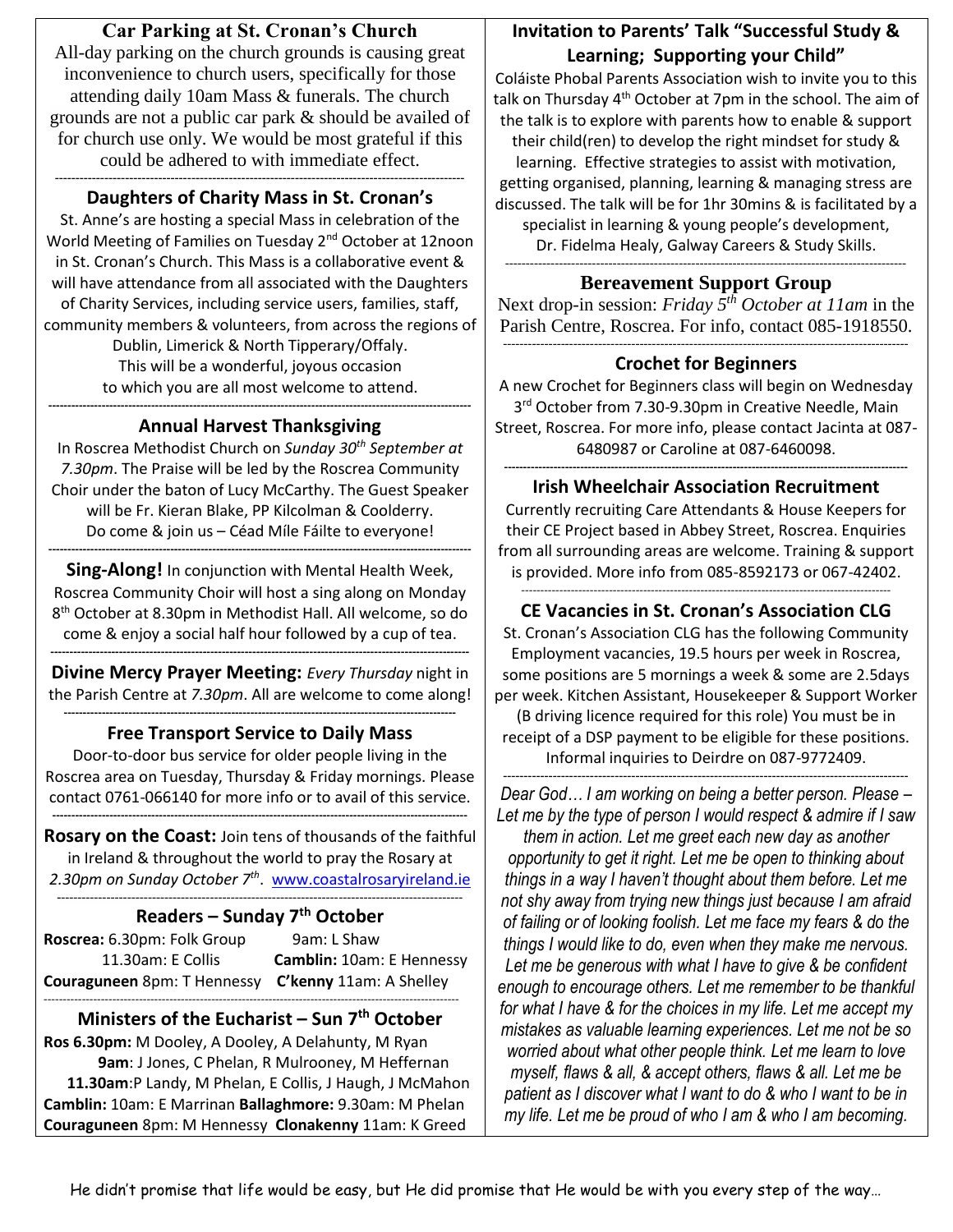## Car Parking at St. Cronan's Church

All-day parking on the church grounds is causing great inconvenience to church users, specifically for those attending daily 10am Mass & funerals. The church grounds are not a public car park & should be availed of for church use only. We would be most grateful if this could be adhered to with immediate effect.

---

## Daughters of Charity Mass in St. Cronan's

St. Anne's are hosting a special Mass in celebration of the World Meeting of Families on Tuesday 2nd October at 12noon in St. Cronan's Church. This Mass is a collaborative event & will have attendance from all associated with the Daughters of Charity Services, including service users, families, staff, community members & volunteers, from across the regions of Dublin, Limerick & North Tipperary/Offaly. This will be a wonderful, joyous occasion to which you are all most welcome to attend.

---

## Annual Harvest Thanksgiving

In Roscrea Methodist Church on *Sunday 30th September at 7.30pm*. The Praise will be led by the Roscrea Community Choir under the baton of Lucy McCarthy. The Guest Speaker will be Fr. Kieran Blake, PP Kilcolman & Coolderry. Do come & join us – Céad Míle Fáilte to everyone!

---

**Sing-Along!** In conjunction with Mental Health Week, Roscrea Community Choir will host a sing along on Monday 8th October at 8.30pm in Methodist Hall. All welcome, so do come & enjoy a social half hour followed by a cup of tea.

---

**Divine Mercy Prayer Meeting:** *Every Thursday* night in the Parish Centre at *7.30pm*. All are welcome to come along!

---

## Free Transport Service to Daily Mass

Door-to-door bus service for older people living in the Roscrea area on Tuesday, Thursday & Friday mornings. Please contact 0761-066140 for more info or to avail of this service.

---

**Rosary on the Coast:** Join tens of thousands of the faithful in Ireland & throughout the world to pray the Rosary at *2.30pm on Sunday October 7th*. www.coastalrosaryireland.ie

---

## Readers – Sunday 7th October

**Roscrea:** 6.30pm: Folk Group 9am: L Shaw 11.30am: E Collis **Camblin:** 10am: E Hennessy
**Couraguneen** 8pm: T Hennessy **C'kenny** 11am: A Shelley

---

## Ministers of the Eucharist – Sun 7th October

**Ros 6.30pm:** M Dooley, A Dooley, A Delahunty, M Ryan
**9am**: J Jones, C Phelan, R Mulrooney, M Heffernan
**11.30am**: P Landy, M Phelan, E Collis, J Haugh, J McMahon
**Camblin:** 10am: E Marrinan **Ballaghmore:** 9.30am: M Phelan
**Couraguneen** 8pm: M Hennessy **Clonakenny** 11am: K Greed

---

## Invitation to Parents' Talk "Successful Study & Learning; Supporting your Child"

Coláiste Phobal Parents Association wish to invite you to this talk on Thursday 4th October at 7pm in the school. The aim of the talk is to explore with parents how to enable & support their child(ren) to develop the right mindset for study & learning. Effective strategies to assist with motivation, getting organised, planning, learning & managing stress are discussed. The talk will be for 1hr 30mins & is facilitated by a specialist in learning & young people's development, Dr. Fidelma Healy, Galway Careers & Study Skills.

---

## Bereavement Support Group

Next drop-in session: *Friday 5th October at 11am* in the Parish Centre, Roscrea. For info, contact 085-1918550.

---

## Crochet for Beginners

A new Crochet for Beginners class will begin on Wednesday 3rd October from 7.30-9.30pm in Creative Needle, Main Street, Roscrea. For more info, please contact Jacinta at 087-6480987 or Caroline at 087-6460098.

---

## Irish Wheelchair Association Recruitment

Currently recruiting Care Attendants & House Keepers for their CE Project based in Abbey Street, Roscrea. Enquiries from all surrounding areas are welcome. Training & support is provided. More info from 085-8592173 or 067-42402.

---

## CE Vacancies in St. Cronan's Association CLG

St. Cronan's Association CLG has the following Community Employment vacancies, 19.5 hours per week in Roscrea, some positions are 5 mornings a week & some are 2.5days per week. Kitchen Assistant, Housekeeper & Support Worker (B driving licence required for this role) You must be in receipt of a DSP payment to be eligible for these positions. Informal inquiries to Deirdre on 087-9772409.

---

*Dear God… I am working on being a better person. Please – Let me by the type of person I would respect & admire if I saw them in action. Let me greet each new day as another opportunity to get it right. Let me be open to thinking about things in a way I haven't thought about them before. Let me not shy away from trying new things just because I am afraid of failing or of looking foolish. Let me face my fears & do the things I would like to do, even when they make me nervous. Let me be generous with what I have to give & be confident enough to encourage others. Let me remember to be thankful for what I have & for the choices in my life. Let me accept my mistakes as valuable learning experiences. Let me not be so worried about what other people think. Let me learn to love myself, flaws & all, & accept others, flaws & all. Let me be patient as I discover what I want to do & who I want to be in my life. Let me be proud of who I am & who I am becoming.*

He didn't promise that life would be easy, but He did promise that He would be with you every step of the way…